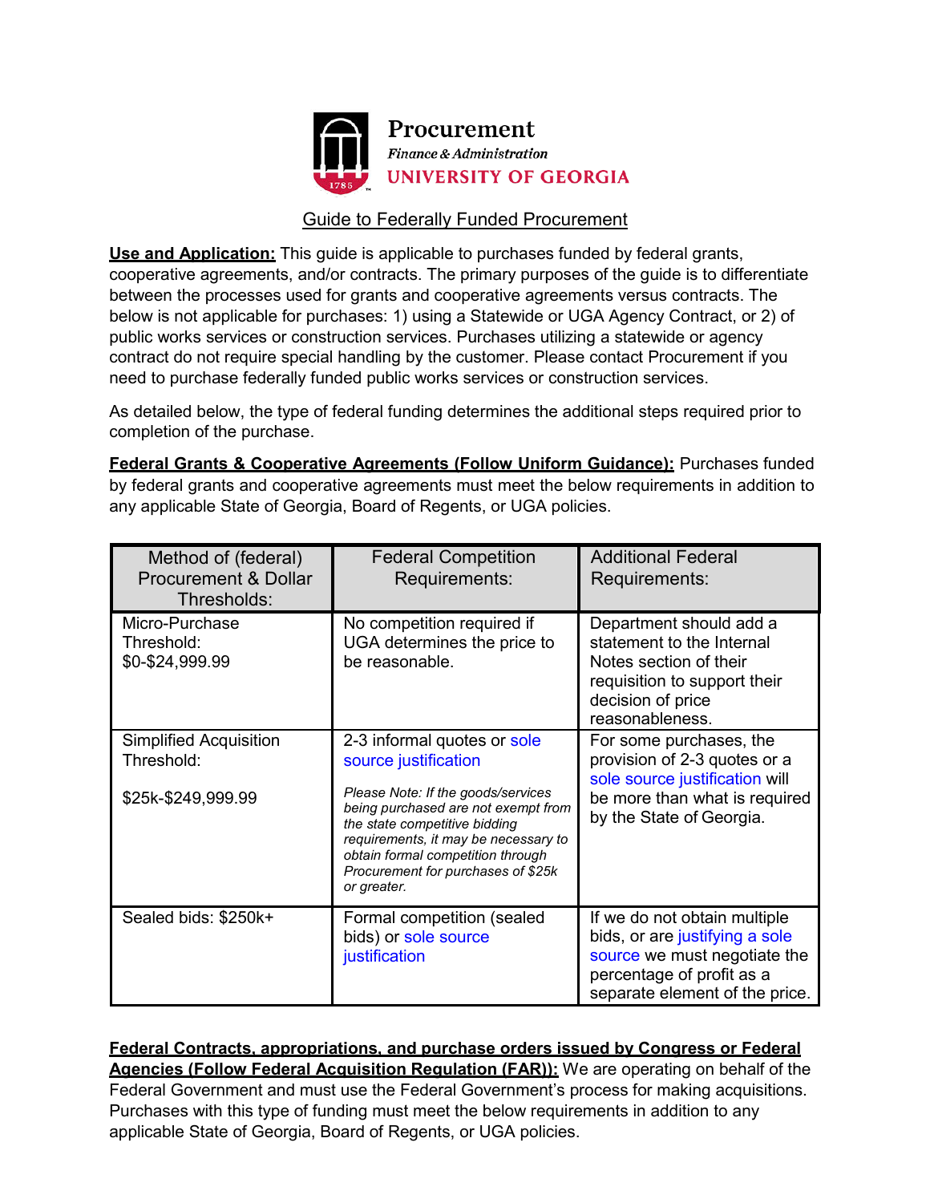# Procurement

*Finance & Administration*

**UNIVERSITY OF GEORGIA**

## Guide to Federally Funded Procurement

**Use and Application:** This guide is applicable to purchases funded by federal grants, cooperative agreements, and/or contracts. The primary purposes of the guide is to differentiate between the processes used for grants and cooperative agreements versus contracts. The below is not applicable for purchases: 1) using a Statewide or UGA Agency Contract, or 2) of public works services or construction services. Purchases utilizing a statewide or agency contract do not require special handling by the customer. Please contact Procurement if you need to purchase federally funded public works services or construction services.

As detailed below, the type of federal funding determines the additional steps required prior to completion of the purchase.

**Federal Grants & Cooperative Agreements (Follow Uniform Guidance):** Purchases funded by federal grants and cooperative agreements must meet the below requirements in addition to any applicable State of Georgia, Board of Regents, or UGA policies.

| Method of (federal) Procurement & Dollar Thresholds: | Federal Competition Requirements: | Additional Federal Requirements: |
| --- | --- | --- |
| Micro-Purchase Threshold: $0-$24,999.99 | No competition required if UGA determines the price to be reasonable. | Department should add a statement to the Internal Notes section of their requisition to support their decision of price reasonableness. |
| Simplified Acquisition Threshold: $25k-$249,999.99 | 2-3 informal quotes or sole source justification<br><br>*Please Note: If the goods/services being purchased are not exempt from the state competitive bidding requirements, it may be necessary to obtain formal competition through Procurement for purchases of $25k or greater.* | For some purchases, the provision of 2-3 quotes or a sole source justification will be more than what is required by the State of Georgia. |
| Sealed bids: $250k+ | Formal competition (sealed bids) or sole source justification | If we do not obtain multiple bids, or are justifying a sole source we must negotiate the percentage of profit as a separate element of the price. |

**Federal Contracts, appropriations, and purchase orders issued by Congress or Federal Agencies (Follow Federal Acquisition Regulation (FAR)):** We are operating on behalf of the Federal Government and must use the Federal Government's process for making acquisitions. Purchases with this type of funding must meet the below requirements in addition to any applicable State of Georgia, Board of Regents, or UGA policies.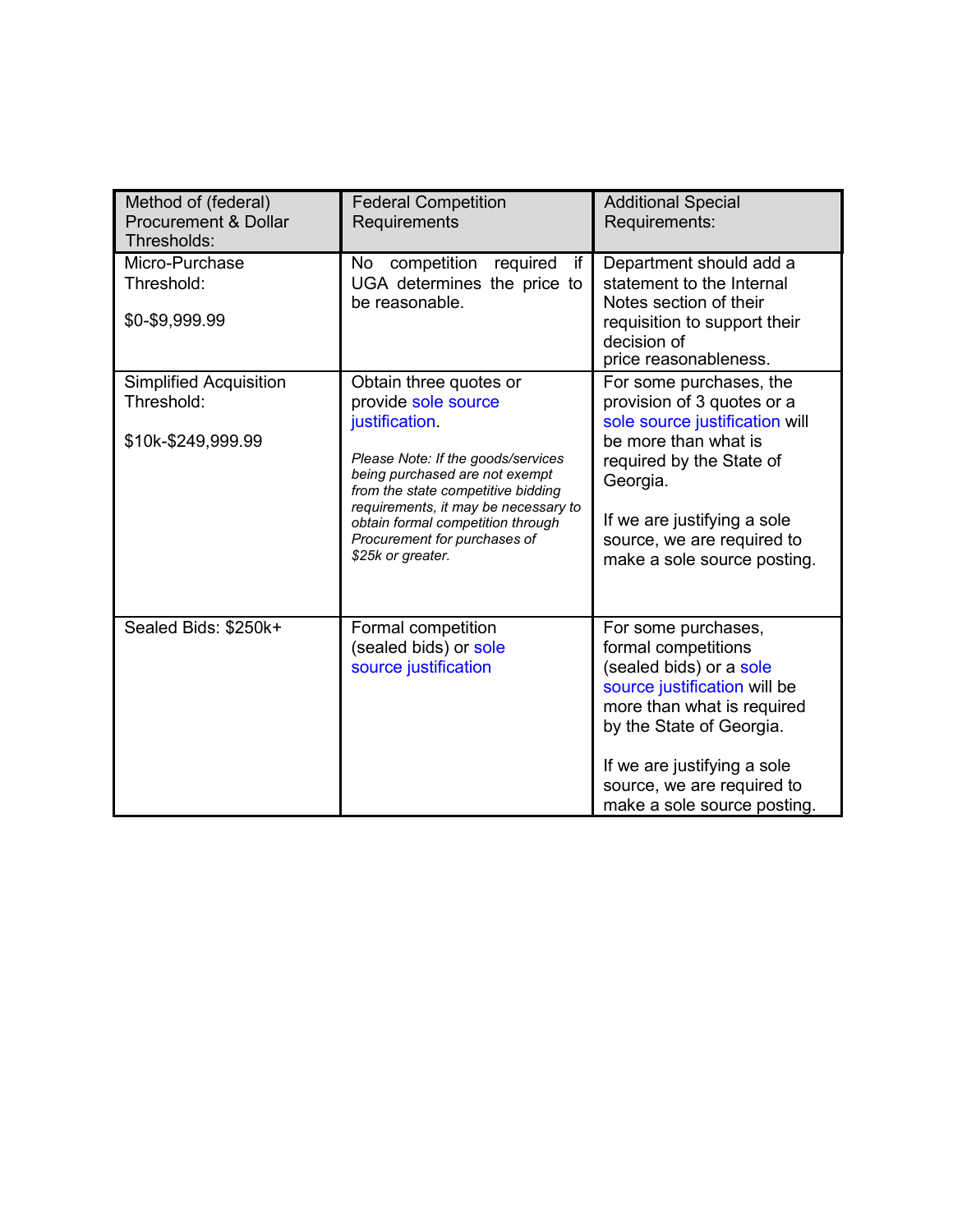| Method of (federal) Procurement & Dollar Thresholds: | Federal Competition Requirements | Additional Special Requirements: |
|---|---|---|
| Micro-Purchase Threshold:<br><br>$0-$9,999.99 | No competition required if UGA determines the price to be reasonable. | Department should add a statement to the Internal Notes section of their requisition to support their decision of price reasonableness. |
| Simplified Acquisition Threshold:<br><br>$10k-$249,999.99 | Obtain three quotes or provide sole source justification.<br><br>*Please Note: If the goods/services being purchased are not exempt from the state competitive bidding requirements, it may be necessary to obtain formal competition through Procurement for purchases of $25k or greater.* | For some purchases, the provision of 3 quotes or a sole source justification will be more than what is required by the State of Georgia.<br><br>If we are justifying a sole source, we are required to make a sole source posting. |
| Sealed Bids: $250k+ | Formal competition (sealed bids) or sole source justification | For some purchases, formal competitions (sealed bids) or a sole source justification will be more than what is required by the State of Georgia.<br><br>If we are justifying a sole source, we are required to make a sole source posting. |